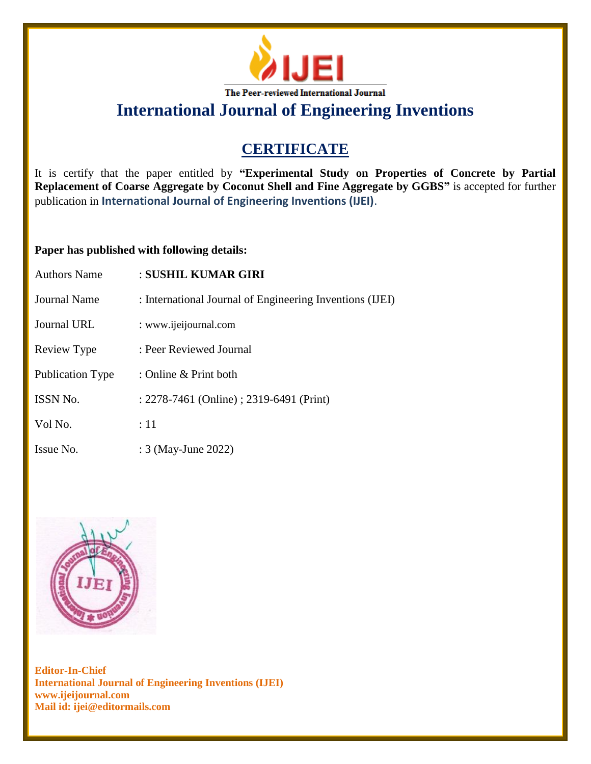IJEI

The Peer-reviewed International Journal

# International Journal of Engineering Inventions

## CERTIFICATE

It is certify that the paper entitled by **"Experimental Study on Properties of Concrete by Partial Replacement of Coarse Aggregate by Coconut Shell and Fine Aggregate by GGBS"** is accepted for further publication in **International Journal of Engineering Inventions (IJEI)**.

**Paper has published with following details:**

| | |
|---|---|
| Authors Name | : **SUSHIL KUMAR GIRI** |
| Journal Name | : International Journal of Engineering Inventions (IJEI) |
| Journal URL | : www.ijeijournal.com |
| Review Type | : Peer Reviewed Journal |
| Publication Type | : Online & Print both |
| ISSN No. | : 2278-7461 (Online) ; 2319-6491 (Print) |
| Vol No. | : 11 |
| Issue No. | : 3 (May-June 2022) |

**Editor-In-Chief**
**International Journal of Engineering Inventions (IJEI)**
**www.ijeijournal.com**
**Mail id: ijei@editormails.com**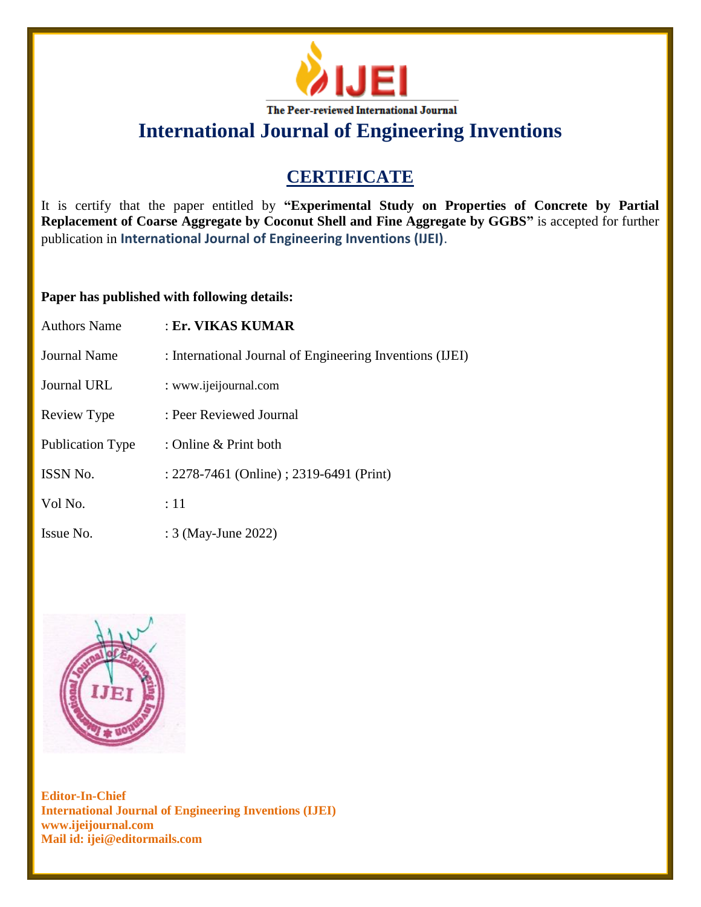IJEI

The Peer-reviewed International Journal

# International Journal of Engineering Inventions

## CERTIFICATE

It is certify that the paper entitled by **"Experimental Study on Properties of Concrete by Partial Replacement of Coarse Aggregate by Coconut Shell and Fine Aggregate by GGBS"** is accepted for further publication in **International Journal of Engineering Inventions (IJEI)**.

**Paper has published with following details:**

| | |
|---|---|
| Authors Name | : **Er. VIKAS KUMAR** |
| Journal Name | : International Journal of Engineering Inventions (IJEI) |
| Journal URL | : www.ijeijournal.com |
| Review Type | : Peer Reviewed Journal |
| Publication Type | : Online & Print both |
| ISSN No. | : 2278-7461 (Online) ; 2319-6491 (Print) |
| Vol No. | : 11 |
| Issue No. | : 3 (May-June 2022) |

**Editor-In-Chief**
**International Journal of Engineering Inventions (IJEI)**
**www.ijeijournal.com**
**Mail id: ijei@editormails.com**